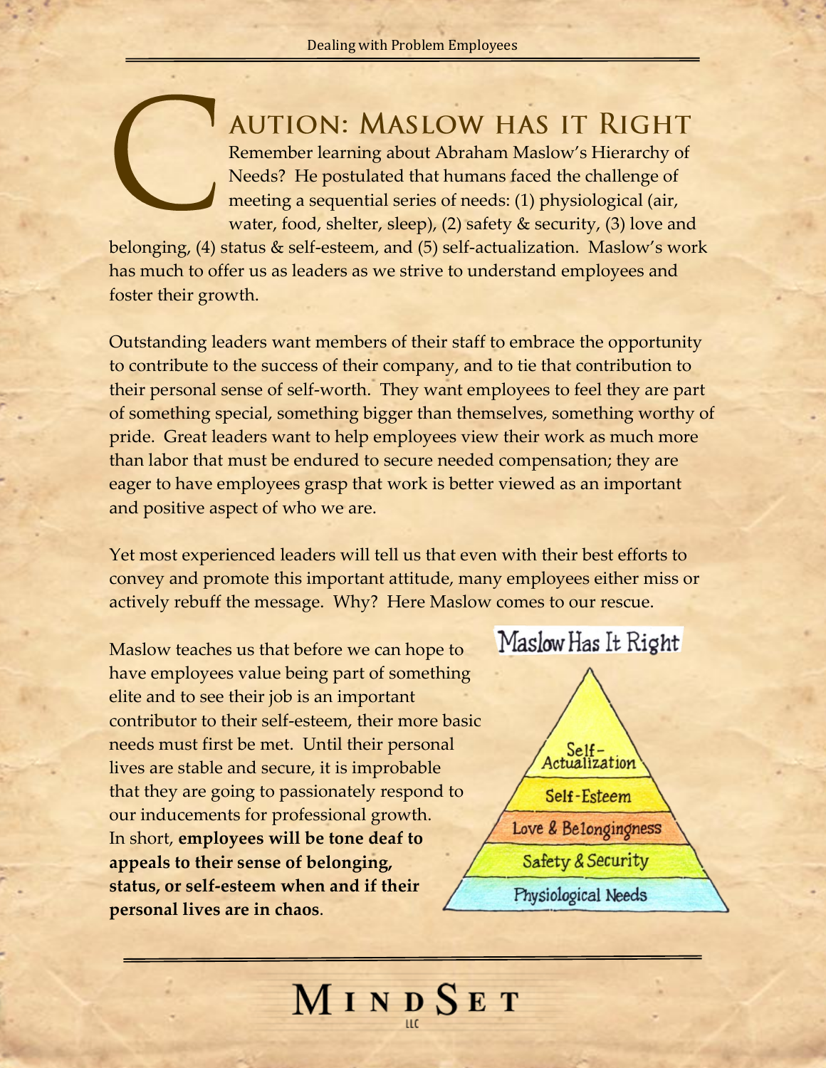# CAUTION: Maslow has it Right

Remember learning about Abraham Maslow's Hierarchy of Needs? He postulated that humans faced the challenge of meeting a sequential series of needs: (1) physiological (air, water, food, shelter, sleep), (2) safety & security, (3) love and belonging, (4) status & self-esteem, and (5) self-actualization. Maslow's work has much to offer us as leaders as we strive to understand employees and foster their growth.

Outstanding leaders want members of their staff to embrace the opportunity to contribute to the success of their company, and to tie that contribution to their personal sense of self-worth. They want employees to feel they are part of something special, something bigger than themselves, something worthy of pride. Great leaders want to help employees view their work as much more than labor that must be endured to secure needed compensation; they are eager to have employees grasp that work is better viewed as an important and positive aspect of who we are.

Yet most experienced leaders will tell us that even with their best efforts to convey and promote this important attitude, many employees either miss or actively rebuff the message. Why? Here Maslow comes to our rescue.

Maslow teaches us that before we can hope to have employees value being part of something elite and to see their job is an important contributor to their self-esteem, their more basic needs must first be met. Until their personal lives are stable and secure, it is improbable that they are going to passionately respond to our inducements for professional growth. In short, **employees will be tone deaf to appeals to their sense of belonging, status, or self-esteem when and if their personal lives are in chaos**.

Maslow Has It Right

- Self-Actualization
- Self-Esteem
- Love & Belongingness
- Safety & Security
- Physiological Needs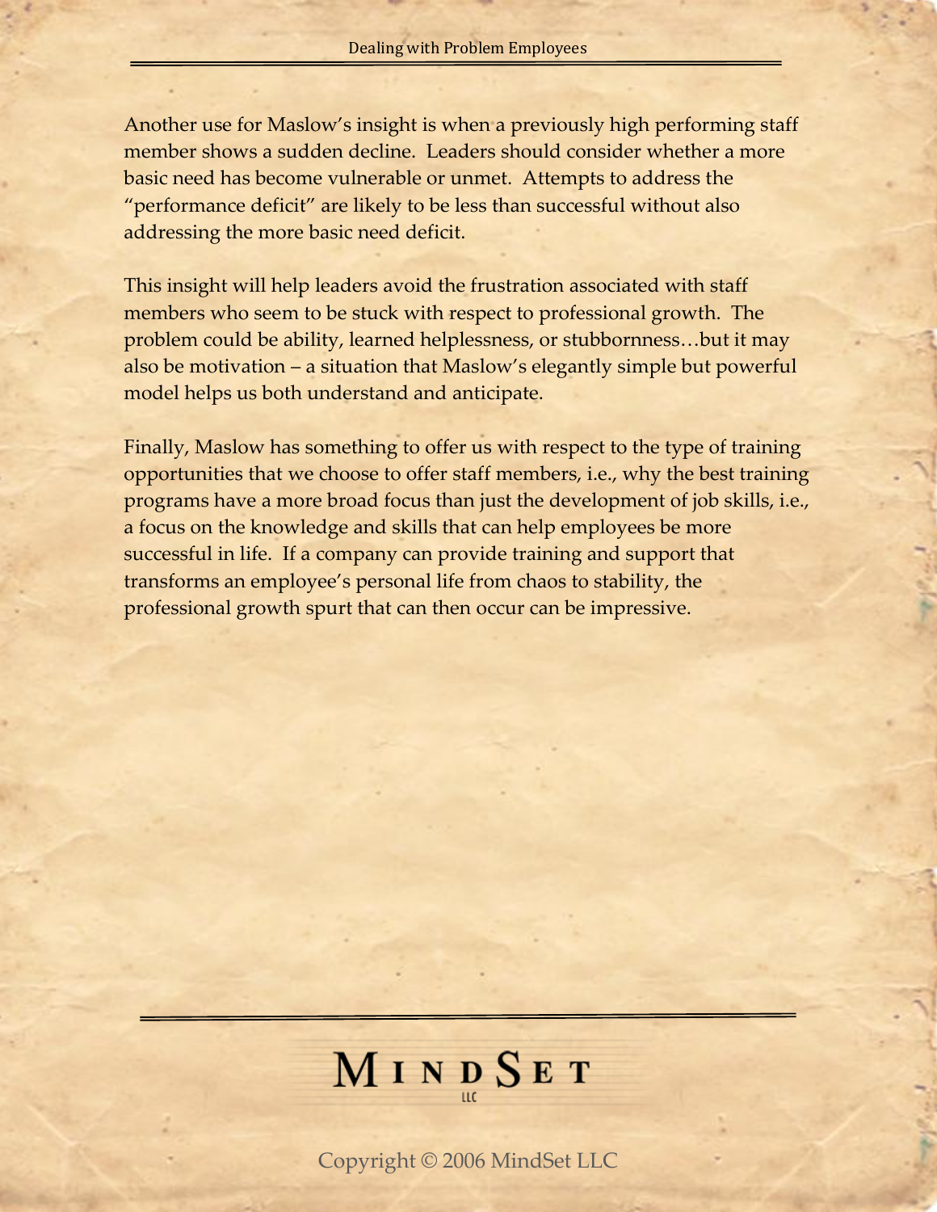Another use for Maslow's insight is when a previously high performing staff member shows a sudden decline. Leaders should consider whether a more basic need has become vulnerable or unmet. Attempts to address the "performance deficit" are likely to be less than successful without also addressing the more basic need deficit.

This insight will help leaders avoid the frustration associated with staff members who seem to be stuck with respect to professional growth. The problem could be ability, learned helplessness, or stubbornness…but it may also be motivation – a situation that Maslow's elegantly simple but powerful model helps us both understand and anticipate.

Finally, Maslow has something to offer us with respect to the type of training opportunities that we choose to offer staff members, i.e., why the best training programs have a more broad focus than just the development of job skills, i.e., a focus on the knowledge and skills that can help employees be more successful in life. If a company can provide training and support that transforms an employee's personal life from chaos to stability, the professional growth spurt that can then occur can be impressive.